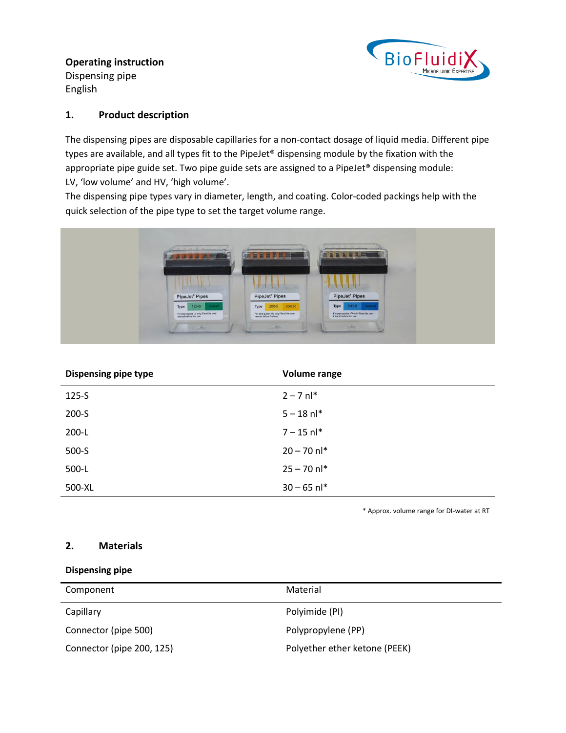**Operating instruction**
Dispensing pipe
English

## 1. Product description

The dispensing pipes are disposable capillaries for a non-contact dosage of liquid media. Different pipe types are available, and all types fit to the PipeJet® dispensing module by the fixation with the appropriate pipe guide set. Two pipe guide sets are assigned to a PipeJet® dispensing module: LV, 'low volume' and HV, 'high volume'.
The dispensing pipe types vary in diameter, length, and coating. Color-coded packings help with the quick selection of the pipe type to set the target volume range.

| Dispensing pipe type | Volume range |
|---|---|
| 125-S | 2 – 7 nl* |
| 200-S | 5 – 18 nl* |
| 200-L | 7 – 15 nl* |
| 500-S | 20 – 70 nl* |
| 500-L | 25 – 70 nl* |
| 500-XL | 30 – 65 nl* |

\* Approx. volume range for DI-water at RT

## 2. Materials

**Dispensing pipe**

| Component | Material |
|---|---|
| Capillary | Polyimide (PI) |
| Connector (pipe 500) | Polypropylene (PP) |
| Connector (pipe 200, 125) | Polyether ether ketone (PEEK) |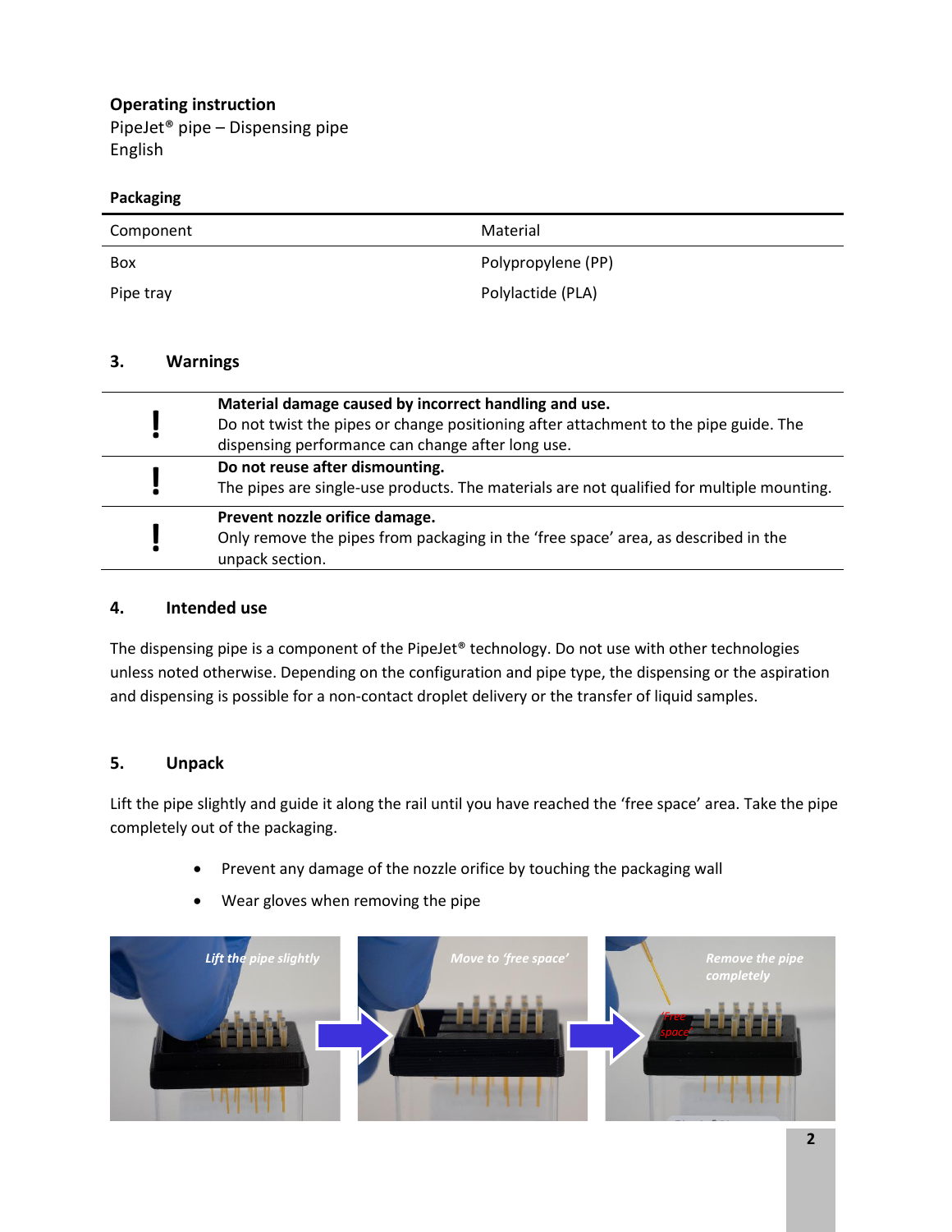**Operating instruction**
PipeJet® pipe – Dispensing pipe
English

**Packaging**

| Component | Material |
|---|---|
| Box | Polypropylene (PP) |
| Pipe tray | Polylactide (PLA) |

## 3. Warnings

| | |
|---|---|
| ! | **Material damage caused by incorrect handling and use.** Do not twist the pipes or change positioning after attachment to the pipe guide. The dispensing performance can change after long use. |
| ! | **Do not reuse after dismounting.** The pipes are single-use products. The materials are not qualified for multiple mounting. |
| ! | **Prevent nozzle orifice damage.** Only remove the pipes from packaging in the 'free space' area, as described in the unpack section. |

## 4. Intended use

The dispensing pipe is a component of the PipeJet® technology. Do not use with other technologies unless noted otherwise. Depending on the configuration and pipe type, the dispensing or the aspiration and dispensing is possible for a non-contact droplet delivery or the transfer of liquid samples.

## 5. Unpack

Lift the pipe slightly and guide it along the rail until you have reached the 'free space' area. Take the pipe completely out of the packaging.

- Prevent any damage of the nozzle orifice by touching the packaging wall
- Wear gloves when removing the pipe

*Lift the pipe slightly* → *Move to 'free space'* → *Remove the pipe completely*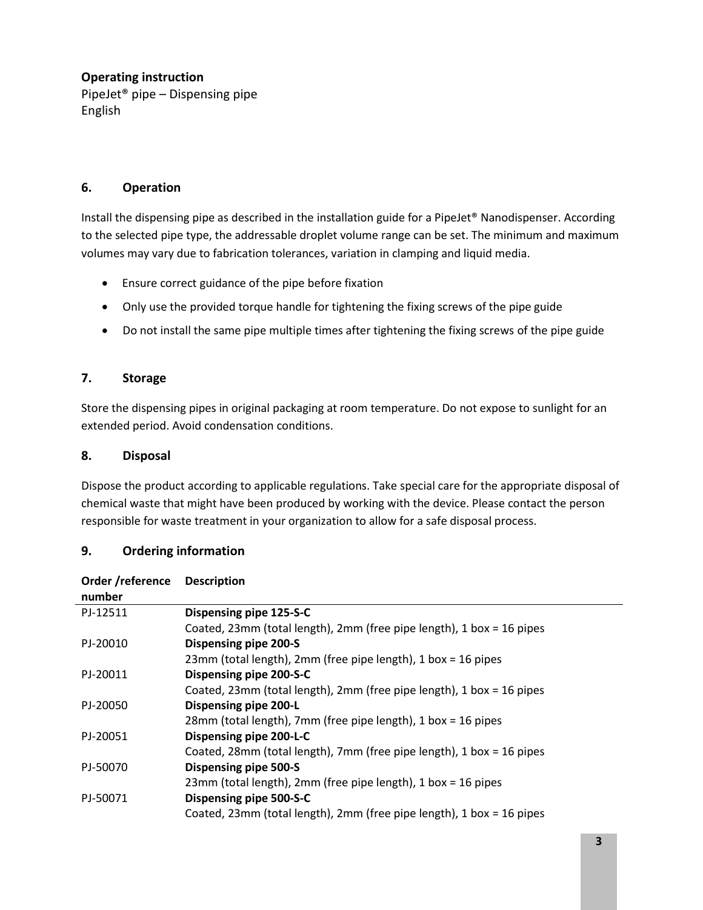**Operating instruction**
PipeJet® pipe – Dispensing pipe
English

## 6. Operation

Install the dispensing pipe as described in the installation guide for a PipeJet® Nanodispenser. According to the selected pipe type, the addressable droplet volume range can be set. The minimum and maximum volumes may vary due to fabrication tolerances, variation in clamping and liquid media.

- Ensure correct guidance of the pipe before fixation
- Only use the provided torque handle for tightening the fixing screws of the pipe guide
- Do not install the same pipe multiple times after tightening the fixing screws of the pipe guide

## 7. Storage

Store the dispensing pipes in original packaging at room temperature. Do not expose to sunlight for an extended period. Avoid condensation conditions.

## 8. Disposal

Dispose the product according to applicable regulations. Take special care for the appropriate disposal of chemical waste that might have been produced by working with the device. Please contact the person responsible for waste treatment in your organization to allow for a safe disposal process.

## 9. Ordering information

| Order /reference number | Description |
|---|---|
| PJ-12511 | **Dispensing pipe 125-S-C**<br>Coated, 23mm (total length), 2mm (free pipe length), 1 box = 16 pipes |
| PJ-20010 | **Dispensing pipe 200-S**<br>23mm (total length), 2mm (free pipe length), 1 box = 16 pipes |
| PJ-20011 | **Dispensing pipe 200-S-C**<br>Coated, 23mm (total length), 2mm (free pipe length), 1 box = 16 pipes |
| PJ-20050 | **Dispensing pipe 200-L**<br>28mm (total length), 7mm (free pipe length), 1 box = 16 pipes |
| PJ-20051 | **Dispensing pipe 200-L-C**<br>Coated, 28mm (total length), 7mm (free pipe length), 1 box = 16 pipes |
| PJ-50070 | **Dispensing pipe 500-S**<br>23mm (total length), 2mm (free pipe length), 1 box = 16 pipes |
| PJ-50071 | **Dispensing pipe 500-S-C**<br>Coated, 23mm (total length), 2mm (free pipe length), 1 box = 16 pipes |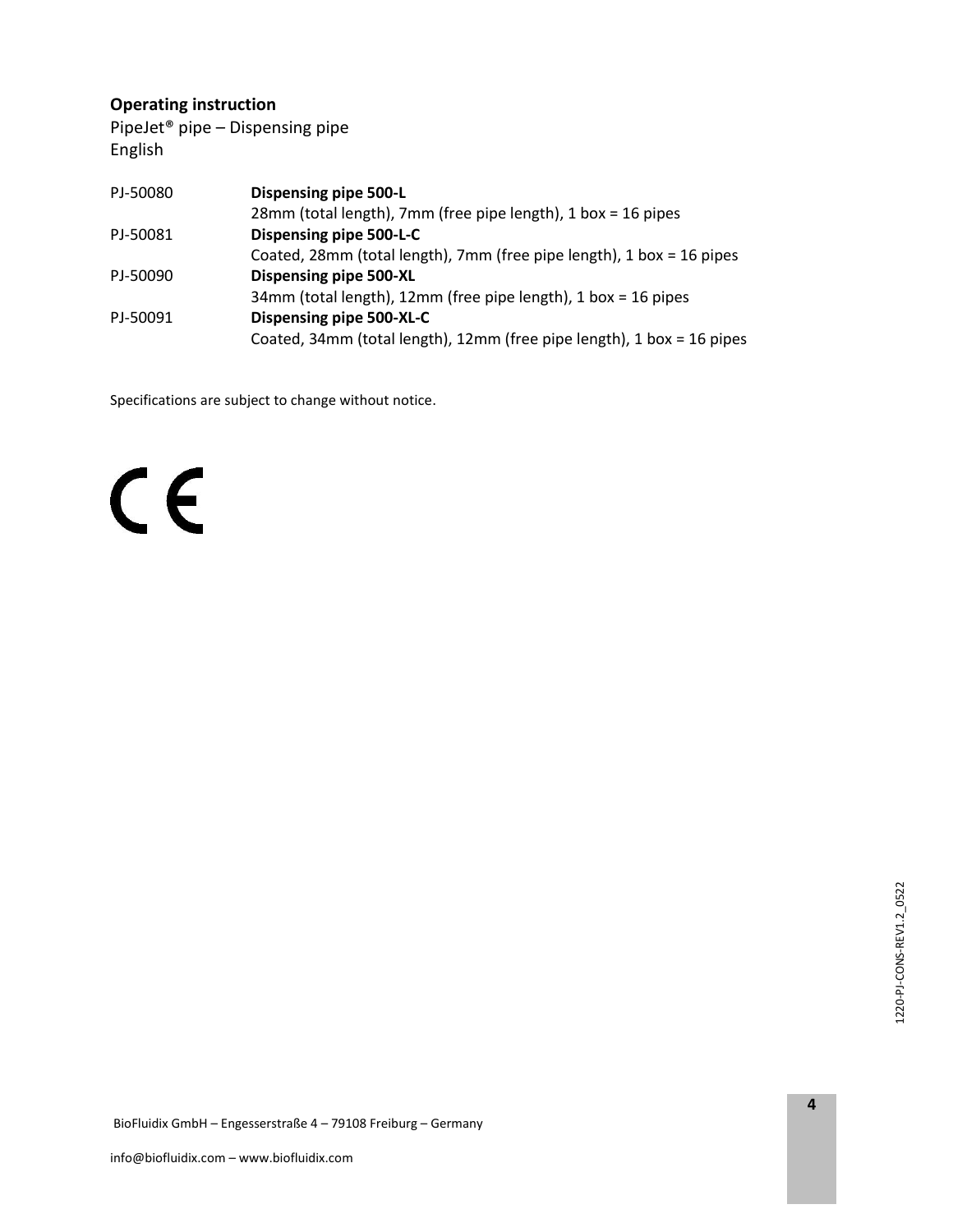**Operating instruction**

PipeJet® pipe – Dispensing pipe
English

| | |
|---|---|
| PJ-50080 | **Dispensing pipe 500-L**<br>28mm (total length), 7mm (free pipe length), 1 box = 16 pipes |
| PJ-50081 | **Dispensing pipe 500-L-C**<br>Coated, 28mm (total length), 7mm (free pipe length), 1 box = 16 pipes |
| PJ-50090 | **Dispensing pipe 500-XL**<br>34mm (total length), 12mm (free pipe length), 1 box = 16 pipes |
| PJ-50091 | **Dispensing pipe 500-XL-C**<br>Coated, 34mm (total length), 12mm (free pipe length), 1 box = 16 pipes |

Specifications are subject to change without notice.

CE

1220-PJ-CONS-REV1.2_0522

BioFluidix GmbH – Engesserstraße 4 – 79108 Freiburg – Germany

info@biofluidix.com – www.biofluidix.com